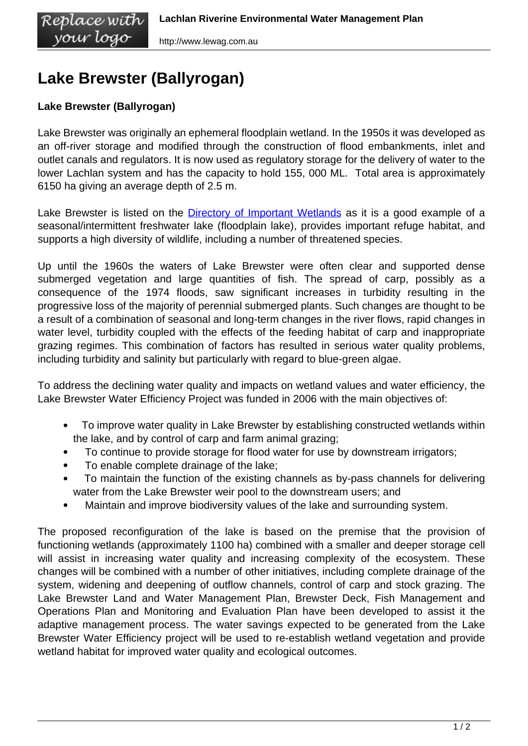# Lake Brewster (Ballyrogan)

**Lake Brewster (Ballyrogan)**

Lake Brewster was originally an ephemeral floodplain wetland. In the 1950s it was developed as an off-river storage and modified through the construction of flood embankments, inlet and outlet canals and regulators. It is now used as regulatory storage for the delivery of water to the lower Lachlan system and has the capacity to hold 155, 000 ML. Total area is approximately 6150 ha giving an average depth of 2.5 m.

Lake Brewster is listed on the [Directory of Important Wetlands]() as it is a good example of a seasonal/intermittent freshwater lake (floodplain lake), provides important refuge habitat, and supports a high diversity of wildlife, including a number of threatened species.

Up until the 1960s the waters of Lake Brewster were often clear and supported dense submerged vegetation and large quantities of fish. The spread of carp, possibly as a consequence of the 1974 floods, saw significant increases in turbidity resulting in the progressive loss of the majority of perennial submerged plants. Such changes are thought to be a result of a combination of seasonal and long-term changes in the river flows, rapid changes in water level, turbidity coupled with the effects of the feeding habitat of carp and inappropriate grazing regimes. This combination of factors has resulted in serious water quality problems, including turbidity and salinity but particularly with regard to blue-green algae.

To address the declining water quality and impacts on wetland values and water efficiency, the Lake Brewster Water Efficiency Project was funded in 2006 with the main objectives of:

- To improve water quality in Lake Brewster by establishing constructed wetlands within the lake, and by control of carp and farm animal grazing;
- To continue to provide storage for flood water for use by downstream irrigators;
- To enable complete drainage of the lake;
- To maintain the function of the existing channels as by-pass channels for delivering water from the Lake Brewster weir pool to the downstream users; and
- Maintain and improve biodiversity values of the lake and surrounding system.

The proposed reconfiguration of the lake is based on the premise that the provision of functioning wetlands (approximately 1100 ha) combined with a smaller and deeper storage cell will assist in increasing water quality and increasing complexity of the ecosystem. These changes will be combined with a number of other initiatives, including complete drainage of the system, widening and deepening of outflow channels, control of carp and stock grazing. The Lake Brewster Land and Water Management Plan, Brewster Deck, Fish Management and Operations Plan and Monitoring and Evaluation Plan have been developed to assist it the adaptive management process. The water savings expected to be generated from the Lake Brewster Water Efficiency project will be used to re-establish wetland vegetation and provide wetland habitat for improved water quality and ecological outcomes.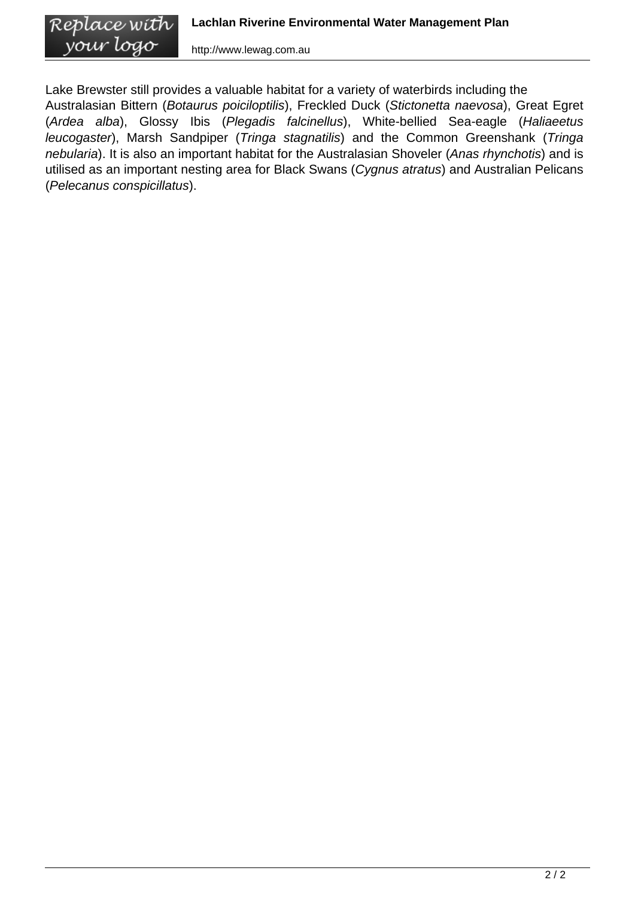Lake Brewster still provides a valuable habitat for a variety of waterbirds including the Australasian Bittern (*Botaurus poiciloptilis*), Freckled Duck (*Stictonetta naevosa*), Great Egret (*Ardea alba*), Glossy Ibis (*Plegadis falcinellus*), White-bellied Sea-eagle (*Haliaeetus leucogaster*), Marsh Sandpiper (*Tringa stagnatilis*) and the Common Greenshank (*Tringa nebularia*). It is also an important habitat for the Australasian Shoveler (*Anas rhynchotis*) and is utilised as an important nesting area for Black Swans (*Cygnus atratus*) and Australian Pelicans (*Pelecanus conspicillatus*).